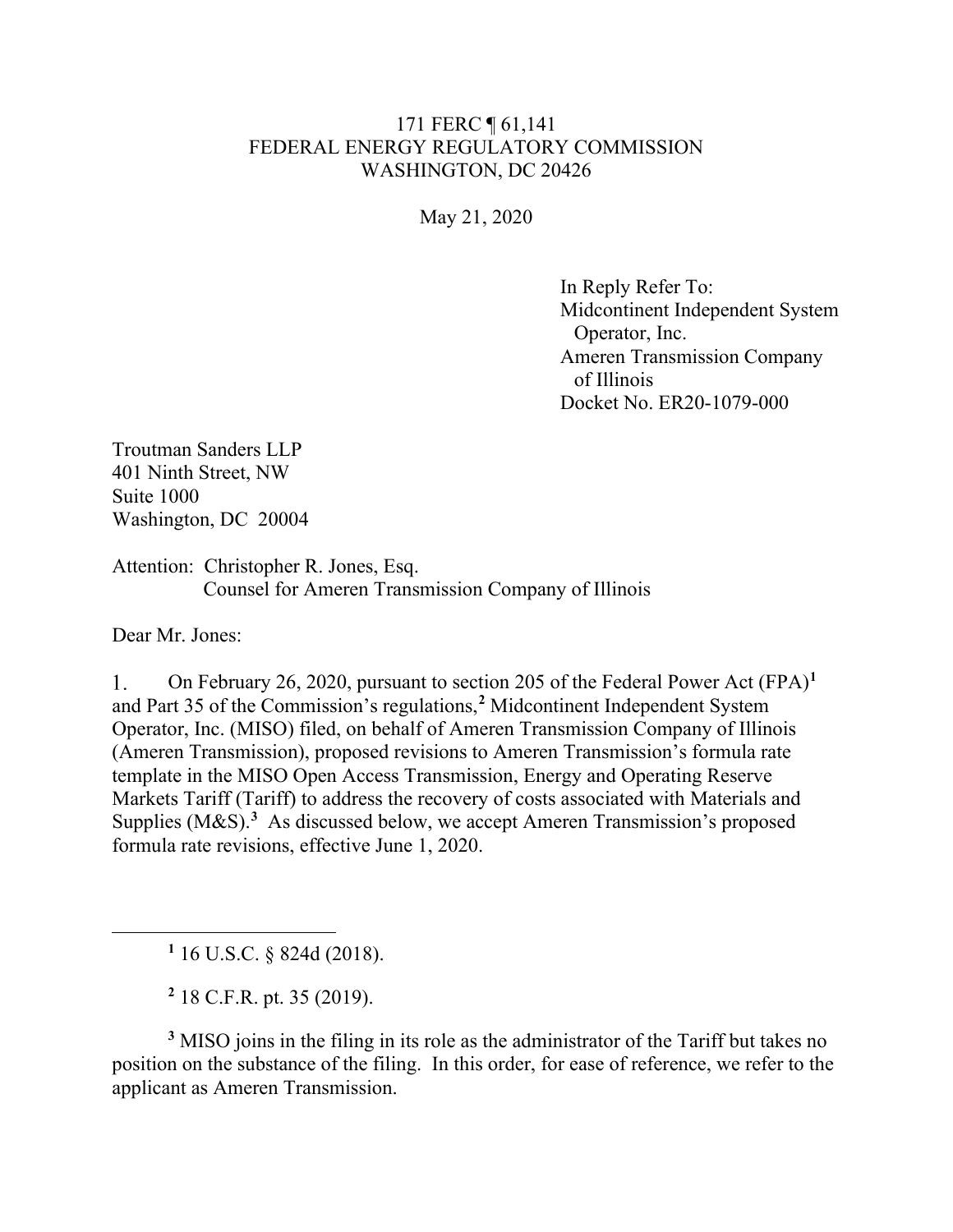171 FERC ¶ 61,141
FEDERAL ENERGY REGULATORY COMMISSION
WASHINGTON, DC 20426

May 21, 2020

In Reply Refer To:
Midcontinent Independent System Operator, Inc.
Ameren Transmission Company of Illinois
Docket No. ER20-1079-000

Troutman Sanders LLP
401 Ninth Street, NW
Suite 1000
Washington, DC 20004

Attention: Christopher R. Jones, Esq.
Counsel for Ameren Transmission Company of Illinois

Dear Mr. Jones:

1. On February 26, 2020, pursuant to section 205 of the Federal Power Act (FPA)[1] and Part 35 of the Commission's regulations,[2] Midcontinent Independent System Operator, Inc. (MISO) filed, on behalf of Ameren Transmission Company of Illinois (Ameren Transmission), proposed revisions to Ameren Transmission's formula rate template in the MISO Open Access Transmission, Energy and Operating Reserve Markets Tariff (Tariff) to address the recovery of costs associated with Materials and Supplies (M&S).[3] As discussed below, we accept Ameren Transmission's proposed formula rate revisions, effective June 1, 2020.

---

[1] 16 U.S.C. § 824d (2018).

[2] 18 C.F.R. pt. 35 (2019).

[3] MISO joins in the filing in its role as the administrator of the Tariff but takes no position on the substance of the filing. In this order, for ease of reference, we refer to the applicant as Ameren Transmission.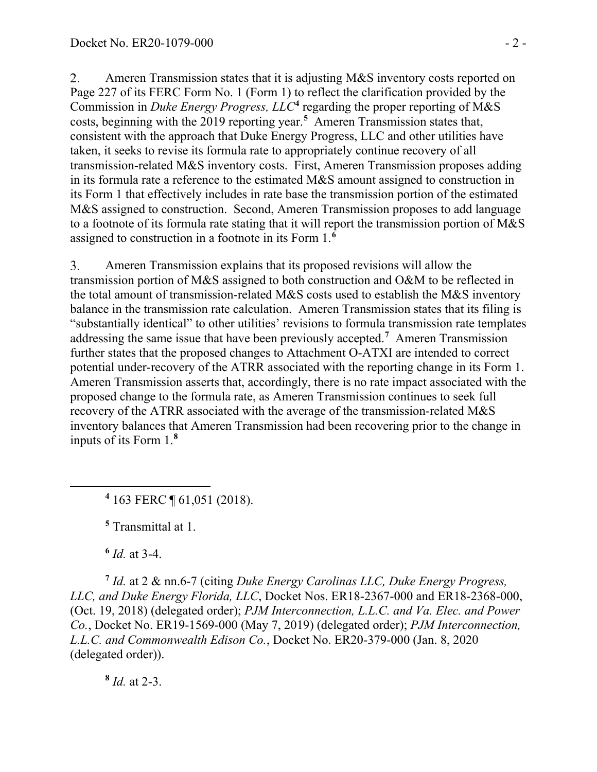2. Ameren Transmission states that it is adjusting M&S inventory costs reported on Page 227 of its FERC Form No. 1 (Form 1) to reflect the clarification provided by the Commission in *Duke Energy Progress, LLC*[4] regarding the proper reporting of M&S costs, beginning with the 2019 reporting year.[5] Ameren Transmission states that, consistent with the approach that Duke Energy Progress, LLC and other utilities have taken, it seeks to revise its formula rate to appropriately continue recovery of all transmission-related M&S inventory costs. First, Ameren Transmission proposes adding in its formula rate a reference to the estimated M&S amount assigned to construction in its Form 1 that effectively includes in rate base the transmission portion of the estimated M&S assigned to construction. Second, Ameren Transmission proposes to add language to a footnote of its formula rate stating that it will report the transmission portion of M&S assigned to construction in a footnote in its Form 1.[6]

3. Ameren Transmission explains that its proposed revisions will allow the transmission portion of M&S assigned to both construction and O&M to be reflected in the total amount of transmission-related M&S costs used to establish the M&S inventory balance in the transmission rate calculation. Ameren Transmission states that its filing is "substantially identical" to other utilities' revisions to formula transmission rate templates addressing the same issue that have been previously accepted.[7] Ameren Transmission further states that the proposed changes to Attachment O-ATXI are intended to correct potential under-recovery of the ATRR associated with the reporting change in its Form 1. Ameren Transmission asserts that, accordingly, there is no rate impact associated with the proposed change to the formula rate, as Ameren Transmission continues to seek full recovery of the ATRR associated with the average of the transmission-related M&S inventory balances that Ameren Transmission had been recovering prior to the change in inputs of its Form 1.[8]

---

[4] 163 FERC ¶ 61,051 (2018).

[5] Transmittal at 1.

[6] *Id.* at 3-4.

[7] *Id.* at 2 & nn.6-7 (citing *Duke Energy Carolinas LLC, Duke Energy Progress, LLC, and Duke Energy Florida, LLC*, Docket Nos. ER18-2367-000 and ER18-2368-000, (Oct. 19, 2018) (delegated order); *PJM Interconnection, L.L.C. and Va. Elec. and Power Co.*, Docket No. ER19-1569-000 (May 7, 2019) (delegated order); *PJM Interconnection, L.L.C. and Commonwealth Edison Co.*, Docket No. ER20-379-000 (Jan. 8, 2020 (delegated order)).

[8] *Id.* at 2-3.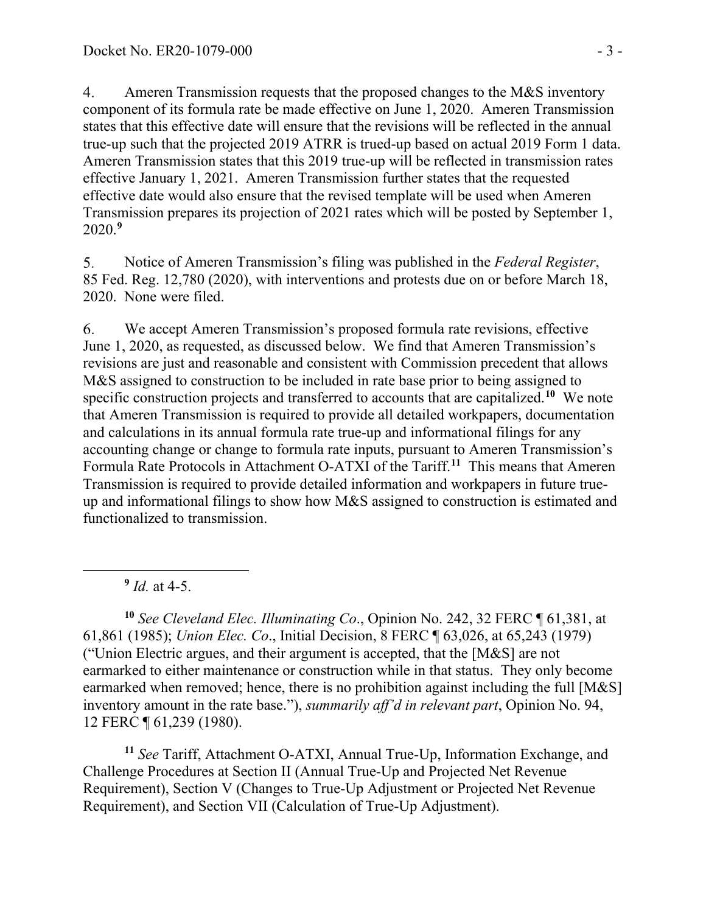4. Ameren Transmission requests that the proposed changes to the M&S inventory component of its formula rate be made effective on June 1, 2020. Ameren Transmission states that this effective date will ensure that the revisions will be reflected in the annual true-up such that the projected 2019 ATRR is trued-up based on actual 2019 Form 1 data. Ameren Transmission states that this 2019 true-up will be reflected in transmission rates effective January 1, 2021. Ameren Transmission further states that the requested effective date would also ensure that the revised template will be used when Ameren Transmission prepares its projection of 2021 rates which will be posted by September 1, 2020.[9]

5. Notice of Ameren Transmission's filing was published in the *Federal Register*, 85 Fed. Reg. 12,780 (2020), with interventions and protests due on or before March 18, 2020. None were filed.

6. We accept Ameren Transmission's proposed formula rate revisions, effective June 1, 2020, as requested, as discussed below. We find that Ameren Transmission's revisions are just and reasonable and consistent with Commission precedent that allows M&S assigned to construction to be included in rate base prior to being assigned to specific construction projects and transferred to accounts that are capitalized.[10] We note that Ameren Transmission is required to provide all detailed workpapers, documentation and calculations in its annual formula rate true-up and informational filings for any accounting change or change to formula rate inputs, pursuant to Ameren Transmission's Formula Rate Protocols in Attachment O-ATXI of the Tariff.[11] This means that Ameren Transmission is required to provide detailed information and workpapers in future true-up and informational filings to show how M&S assigned to construction is estimated and functionalized to transmission.

---

[9] *Id.* at 4-5.

[10] *See Cleveland Elec. Illuminating Co*., Opinion No. 242, 32 FERC ¶ 61,381, at 61,861 (1985); *Union Elec. Co*., Initial Decision, 8 FERC ¶ 63,026, at 65,243 (1979) ("Union Electric argues, and their argument is accepted, that the [M&S] are not earmarked to either maintenance or construction while in that status. They only become earmarked when removed; hence, there is no prohibition against including the full [M&S] inventory amount in the rate base."), *summarily aff'd in relevant part*, Opinion No. 94, 12 FERC ¶ 61,239 (1980).

[11] *See* Tariff, Attachment O-ATXI, Annual True-Up, Information Exchange, and Challenge Procedures at Section II (Annual True-Up and Projected Net Revenue Requirement), Section V (Changes to True-Up Adjustment or Projected Net Revenue Requirement), and Section VII (Calculation of True-Up Adjustment).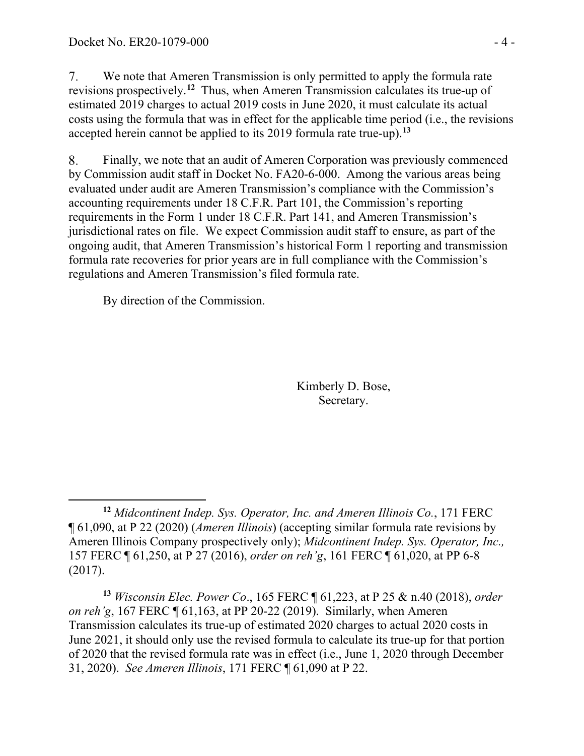7. We note that Ameren Transmission is only permitted to apply the formula rate revisions prospectively.[12] Thus, when Ameren Transmission calculates its true-up of estimated 2019 charges to actual 2019 costs in June 2020, it must calculate its actual costs using the formula that was in effect for the applicable time period (i.e., the revisions accepted herein cannot be applied to its 2019 formula rate true-up).[13]

8. Finally, we note that an audit of Ameren Corporation was previously commenced by Commission audit staff in Docket No. FA20-6-000. Among the various areas being evaluated under audit are Ameren Transmission's compliance with the Commission's accounting requirements under 18 C.F.R. Part 101, the Commission's reporting requirements in the Form 1 under 18 C.F.R. Part 141, and Ameren Transmission's jurisdictional rates on file. We expect Commission audit staff to ensure, as part of the ongoing audit, that Ameren Transmission's historical Form 1 reporting and transmission formula rate recoveries for prior years are in full compliance with the Commission's regulations and Ameren Transmission's filed formula rate.

By direction of the Commission.

Kimberly D. Bose,
Secretary.

---

[12] *Midcontinent Indep. Sys. Operator, Inc. and Ameren Illinois Co.*, 171 FERC ¶ 61,090, at P 22 (2020) (*Ameren Illinois*) (accepting similar formula rate revisions by Ameren Illinois Company prospectively only); *Midcontinent Indep. Sys. Operator, Inc.,* 157 FERC ¶ 61,250, at P 27 (2016), *order on reh'g*, 161 FERC ¶ 61,020, at PP 6-8 (2017).

[13] *Wisconsin Elec. Power Co*., 165 FERC ¶ 61,223, at P 25 & n.40 (2018), *order on reh'g*, 167 FERC ¶ 61,163, at PP 20-22 (2019). Similarly, when Ameren Transmission calculates its true-up of estimated 2020 charges to actual 2020 costs in June 2021, it should only use the revised formula to calculate its true-up for that portion of 2020 that the revised formula rate was in effect (i.e., June 1, 2020 through December 31, 2020). *See Ameren Illinois*, 171 FERC ¶ 61,090 at P 22.